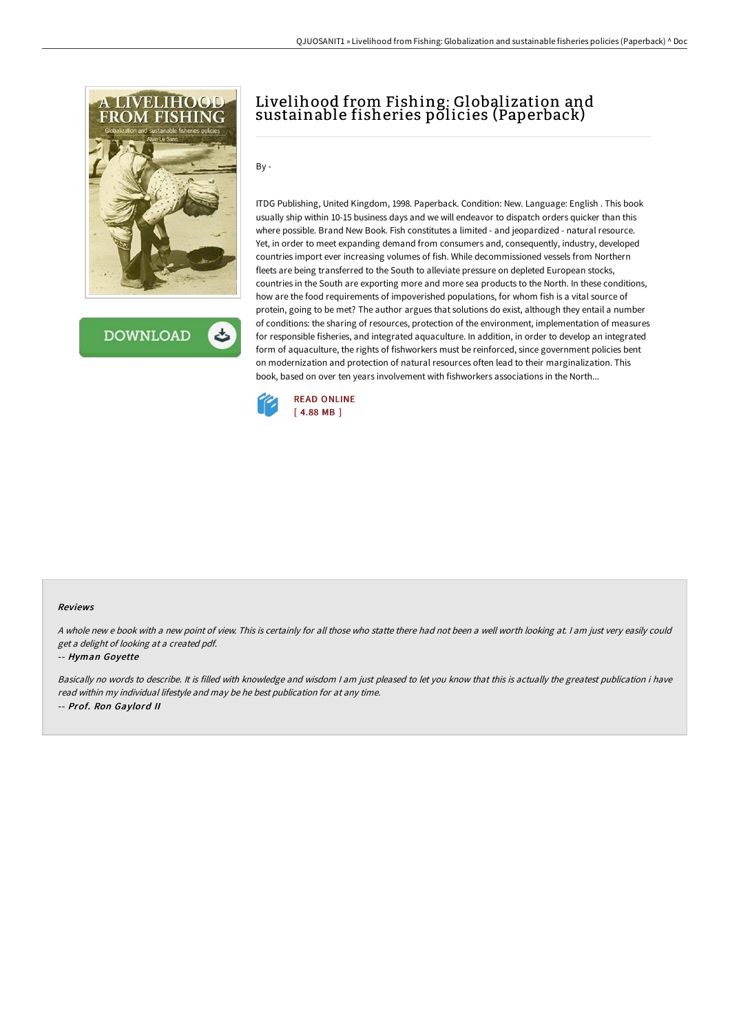# Livelihood from Fishing: Globalization and sustainable fisheries policies (Paperback)

By -

ITDG Publishing, United Kingdom, 1998. Paperback. Condition: New. Language: English . This book usually ship within 10-15 business days and we will endeavor to dispatch orders quicker than this where possible. Brand New Book. Fish constitutes a limited - and jeopardized - natural resource. Yet, in order to meet expanding demand from consumers and, consequently, industry, developed countries import ever increasing volumes of fish. While decommissioned vessels from Northern fleets are being transferred to the South to alleviate pressure on depleted European stocks, countries in the South are exporting more and more sea products to the North. In these conditions, how are the food requirements of impoverished populations, for whom fish is a vital source of protein, going to be met? The author argues that solutions do exist, although they entail a number of conditions: the sharing of resources, protection of the environment, implementation of measures for responsible fisheries, and integrated aquaculture. In addition, in order to develop an integrated form of aquaculture, the rights of fishworkers must be reinforced, since government policies bent on modernization and protection of natural resources often lead to their marginalization. This book, based on over ten years involvement with fishworkers associations in the North...

READ ONLINE
[ 4.88 MB ]

#### Reviews

*A whole new e book with a new point of view. This is certainly for all those who statte there had not been a well worth looking at. I am just very easily could get a delight of looking at a created pdf.*

-- *Hyman Goyette*

*Basically no words to describe. It is filled with knowledge and wisdom I am just pleased to let you know that this is actually the greatest publication i have read within my individual lifestyle and may be he best publication for at any time.*

-- *Prof. Ron Gaylord II*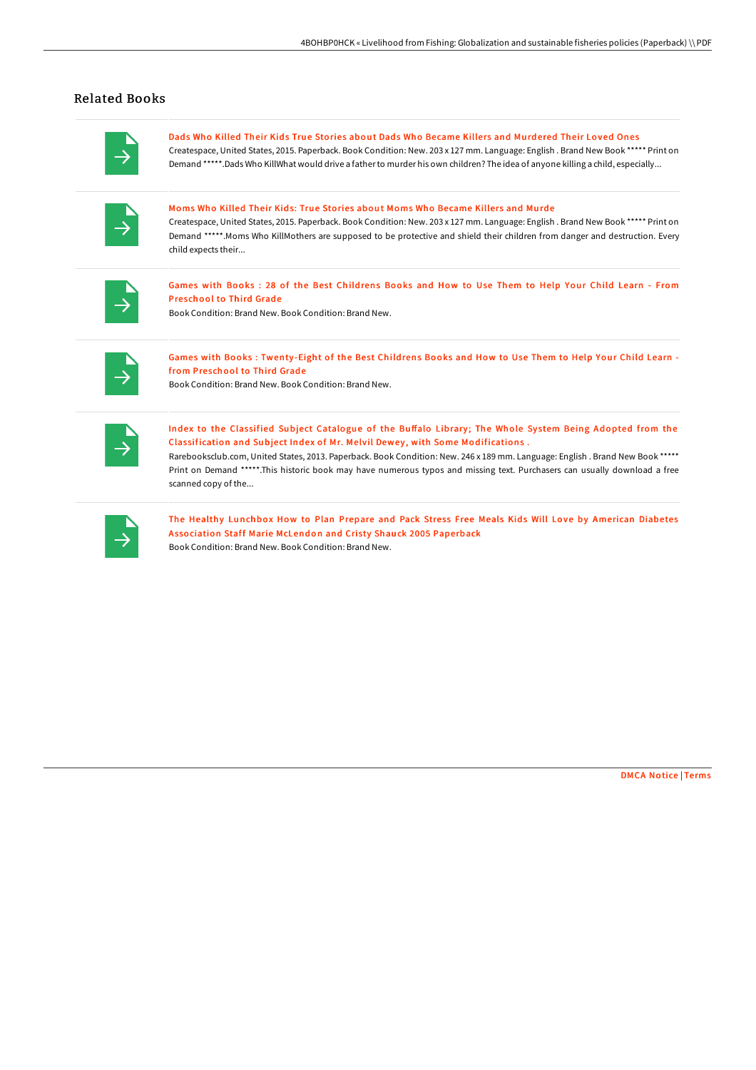## Related Books

**Dads Who Killed Their Kids True Stories about Dads Who Became Killers and Murdered Their Loved Ones**
Createspace, United States, 2015. Paperback. Book Condition: New. 203 x 127 mm. Language: English . Brand New Book ***** Print on Demand *****.Dads Who KillWhat would drive a father to murder his own children? The idea of anyone killing a child, especially...

**Moms Who Killed Their Kids: True Stories about Moms Who Became Killers and Murde**
Createspace, United States, 2015. Paperback. Book Condition: New. 203 x 127 mm. Language: English . Brand New Book ***** Print on Demand *****.Moms Who KillMothers are supposed to be protective and shield their children from danger and destruction. Every child expects their...

**Games with Books : 28 of the Best Childrens Books and How to Use Them to Help Your Child Learn - From Preschool to Third Grade**
Book Condition: Brand New. Book Condition: Brand New.

**Games with Books : Twenty-Eight of the Best Childrens Books and How to Use Them to Help Your Child Learn - from Preschool to Third Grade**
Book Condition: Brand New. Book Condition: Brand New.

**Index to the Classified Subject Catalogue of the Buffalo Library; The Whole System Being Adopted from the Classification and Subject Index of Mr. Melvil Dewey, with Some Modifications .**
Rarebooksclub.com, United States, 2013. Paperback. Book Condition: New. 246 x 189 mm. Language: English . Brand New Book ***** Print on Demand *****.This historic book may have numerous typos and missing text. Purchasers can usually download a free scanned copy of the...

**The Healthy Lunchbox How to Plan Prepare and Pack Stress Free Meals Kids Will Love by American Diabetes Association Staff Marie McLendon and Cristy Shauck 2005 Paperback**
Book Condition: Brand New. Book Condition: Brand New.

DMCA Notice | Terms